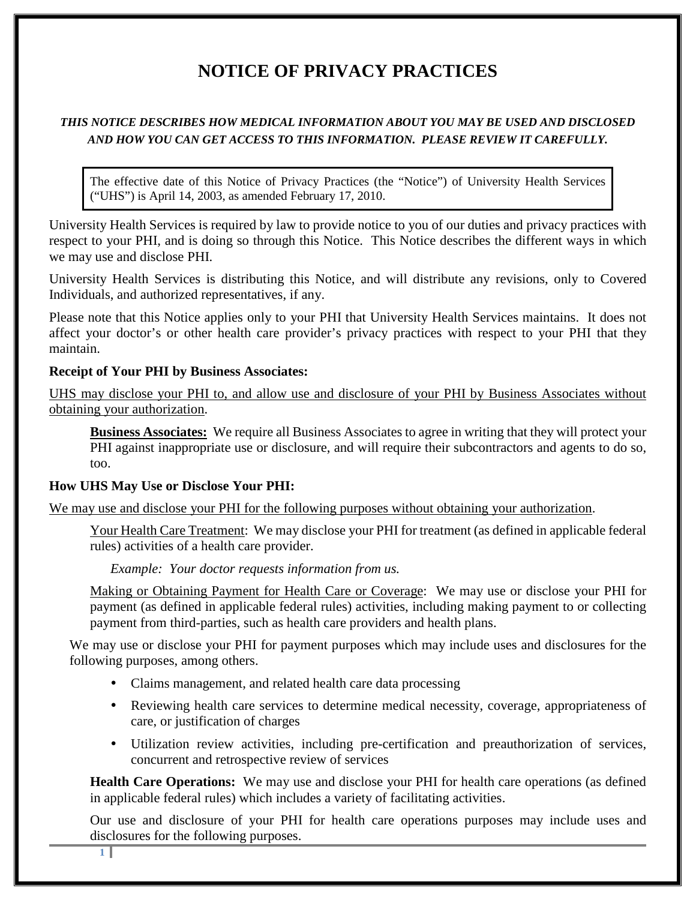# NOTICE OF PRIVACY PRACTICES

***THIS NOTICE DESCRIBES HOW MEDICAL INFORMATION ABOUT YOU MAY BE USED AND DISCLOSED AND HOW YOU CAN GET ACCESS TO THIS INFORMATION. PLEASE REVIEW IT CAREFULLY.***

> The effective date of this Notice of Privacy Practices (the "Notice") of University Health Services ("UHS") is April 14, 2003, as amended February 17, 2010.

University Health Services is required by law to provide notice to you of our duties and privacy practices with respect to your PHI, and is doing so through this Notice. This Notice describes the different ways in which we may use and disclose PHI.

University Health Services is distributing this Notice, and will distribute any revisions, only to Covered Individuals, and authorized representatives, if any.

Please note that this Notice applies only to your PHI that University Health Services maintains. It does not affect your doctor's or other health care provider's privacy practices with respect to your PHI that they maintain.

**Receipt of Your PHI by Business Associates:**

<u>UHS may disclose your PHI to, and allow use and disclosure of your PHI by Business Associates without obtaining your authorization</u>.

**<u>Business Associates:</u>** We require all Business Associates to agree in writing that they will protect your PHI against inappropriate use or disclosure, and will require their subcontractors and agents to do so, too.

**How UHS May Use or Disclose Your PHI:**

<u>We may use and disclose your PHI for the following purposes without obtaining your authorization</u>.

<u>Your Health Care Treatment</u>: We may disclose your PHI for treatment (as defined in applicable federal rules) activities of a health care provider.

*Example: Your doctor requests information from us.*

<u>Making or Obtaining Payment for Health Care or Coverage</u>: We may use or disclose your PHI for payment (as defined in applicable federal rules) activities, including making payment to or collecting payment from third-parties, such as health care providers and health plans.

We may use or disclose your PHI for payment purposes which may include uses and disclosures for the following purposes, among others.

- Claims management, and related health care data processing
- Reviewing health care services to determine medical necessity, coverage, appropriateness of care, or justification of charges
- Utilization review activities, including pre-certification and preauthorization of services, concurrent and retrospective review of services

**Health Care Operations:** We may use and disclose your PHI for health care operations (as defined in applicable federal rules) which includes a variety of facilitating activities.

Our use and disclosure of your PHI for health care operations purposes may include uses and disclosures for the following purposes.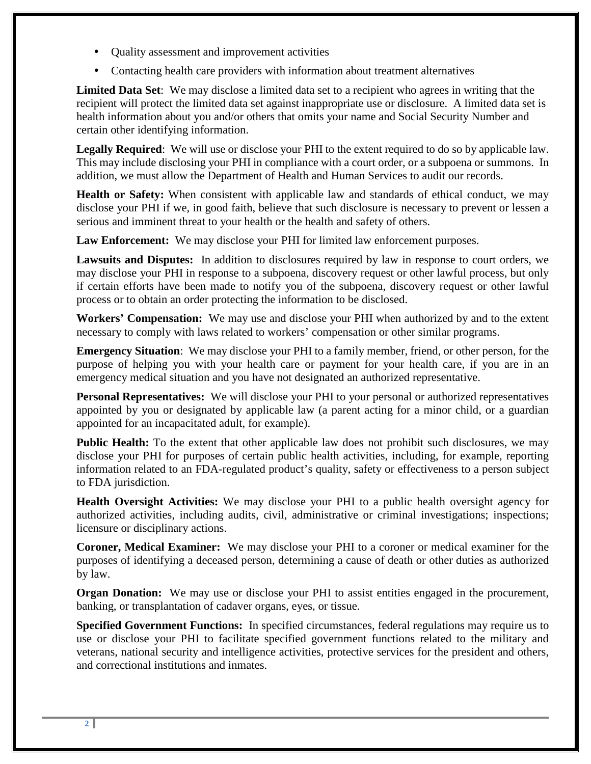- Quality assessment and improvement activities
- Contacting health care providers with information about treatment alternatives

**Limited Data Set**: We may disclose a limited data set to a recipient who agrees in writing that the recipient will protect the limited data set against inappropriate use or disclosure. A limited data set is health information about you and/or others that omits your name and Social Security Number and certain other identifying information.

**Legally Required**: We will use or disclose your PHI to the extent required to do so by applicable law. This may include disclosing your PHI in compliance with a court order, or a subpoena or summons. In addition, we must allow the Department of Health and Human Services to audit our records.

**Health or Safety:** When consistent with applicable law and standards of ethical conduct, we may disclose your PHI if we, in good faith, believe that such disclosure is necessary to prevent or lessen a serious and imminent threat to your health or the health and safety of others.

**Law Enforcement:** We may disclose your PHI for limited law enforcement purposes.

**Lawsuits and Disputes:** In addition to disclosures required by law in response to court orders, we may disclose your PHI in response to a subpoena, discovery request or other lawful process, but only if certain efforts have been made to notify you of the subpoena, discovery request or other lawful process or to obtain an order protecting the information to be disclosed.

**Workers' Compensation:** We may use and disclose your PHI when authorized by and to the extent necessary to comply with laws related to workers' compensation or other similar programs.

**Emergency Situation**: We may disclose your PHI to a family member, friend, or other person, for the purpose of helping you with your health care or payment for your health care, if you are in an emergency medical situation and you have not designated an authorized representative.

**Personal Representatives:** We will disclose your PHI to your personal or authorized representatives appointed by you or designated by applicable law (a parent acting for a minor child, or a guardian appointed for an incapacitated adult, for example).

**Public Health:** To the extent that other applicable law does not prohibit such disclosures, we may disclose your PHI for purposes of certain public health activities, including, for example, reporting information related to an FDA-regulated product's quality, safety or effectiveness to a person subject to FDA jurisdiction.

**Health Oversight Activities:** We may disclose your PHI to a public health oversight agency for authorized activities, including audits, civil, administrative or criminal investigations; inspections; licensure or disciplinary actions.

**Coroner, Medical Examiner:** We may disclose your PHI to a coroner or medical examiner for the purposes of identifying a deceased person, determining a cause of death or other duties as authorized by law.

**Organ Donation:** We may use or disclose your PHI to assist entities engaged in the procurement, banking, or transplantation of cadaver organs, eyes, or tissue.

**Specified Government Functions:** In specified circumstances, federal regulations may require us to use or disclose your PHI to facilitate specified government functions related to the military and veterans, national security and intelligence activities, protective services for the president and others, and correctional institutions and inmates.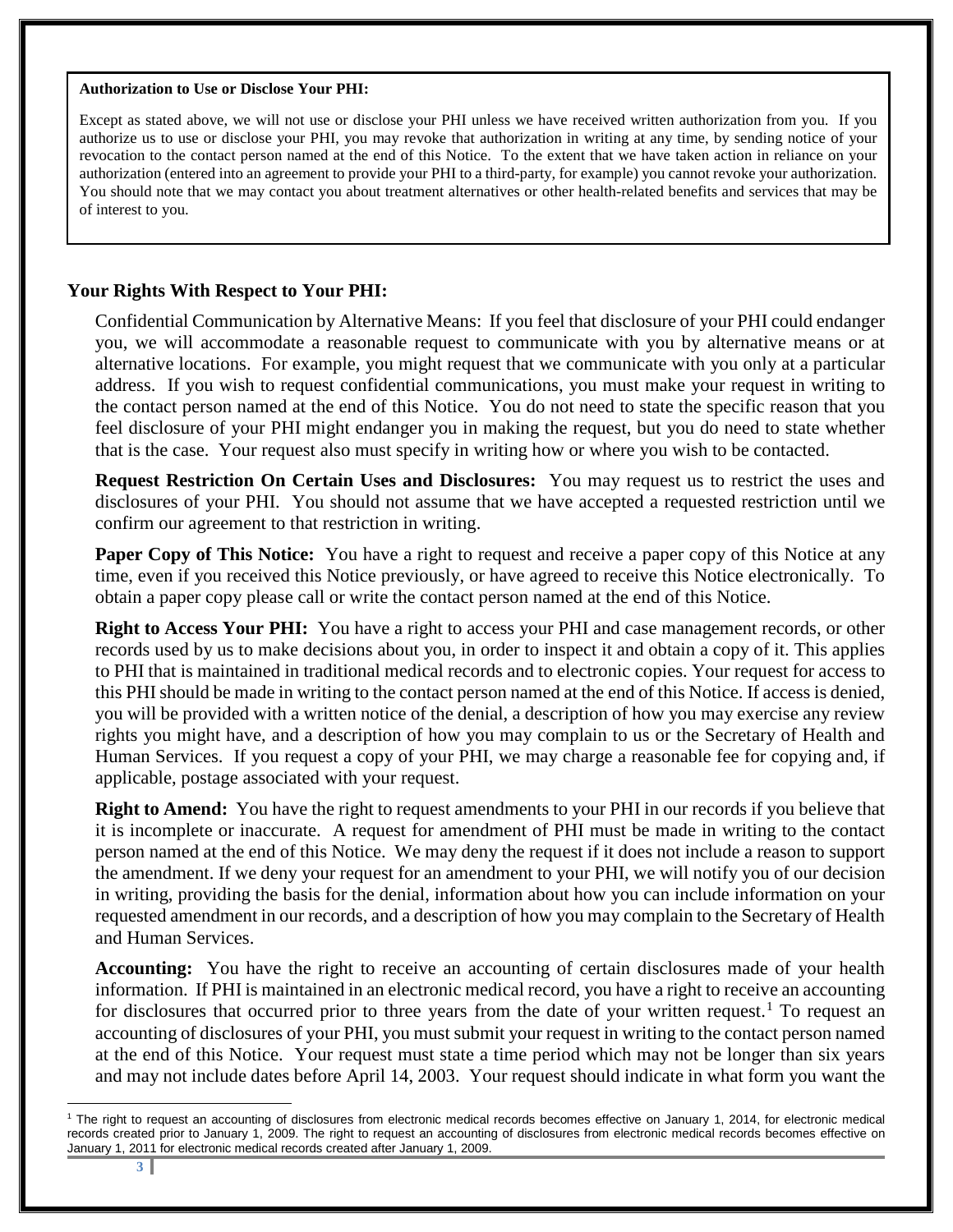**Authorization to Use or Disclose Your PHI:**

Except as stated above, we will not use or disclose your PHI unless we have received written authorization from you. If you authorize us to use or disclose your PHI, you may revoke that authorization in writing at any time, by sending notice of your revocation to the contact person named at the end of this Notice. To the extent that we have taken action in reliance on your authorization (entered into an agreement to provide your PHI to a third-party, for example) you cannot revoke your authorization. You should note that we may contact you about treatment alternatives or other health-related benefits and services that may be of interest to you.

## Your Rights With Respect to Your PHI:

Confidential Communication by Alternative Means: If you feel that disclosure of your PHI could endanger you, we will accommodate a reasonable request to communicate with you by alternative means or at alternative locations. For example, you might request that we communicate with you only at a particular address. If you wish to request confidential communications, you must make your request in writing to the contact person named at the end of this Notice. You do not need to state the specific reason that you feel disclosure of your PHI might endanger you in making the request, but you do need to state whether that is the case. Your request also must specify in writing how or where you wish to be contacted.

**Request Restriction On Certain Uses and Disclosures:** You may request us to restrict the uses and disclosures of your PHI. You should not assume that we have accepted a requested restriction until we confirm our agreement to that restriction in writing.

**Paper Copy of This Notice:** You have a right to request and receive a paper copy of this Notice at any time, even if you received this Notice previously, or have agreed to receive this Notice electronically. To obtain a paper copy please call or write the contact person named at the end of this Notice.

**Right to Access Your PHI:** You have a right to access your PHI and case management records, or other records used by us to make decisions about you, in order to inspect it and obtain a copy of it. This applies to PHI that is maintained in traditional medical records and to electronic copies. Your request for access to this PHI should be made in writing to the contact person named at the end of this Notice. If access is denied, you will be provided with a written notice of the denial, a description of how you may exercise any review rights you might have, and a description of how you may complain to us or the Secretary of Health and Human Services. If you request a copy of your PHI, we may charge a reasonable fee for copying and, if applicable, postage associated with your request.

**Right to Amend:** You have the right to request amendments to your PHI in our records if you believe that it is incomplete or inaccurate. A request for amendment of PHI must be made in writing to the contact person named at the end of this Notice. We may deny the request if it does not include a reason to support the amendment. If we deny your request for an amendment to your PHI, we will notify you of our decision in writing, providing the basis for the denial, information about how you can include information on your requested amendment in our records, and a description of how you may complain to the Secretary of Health and Human Services.

**Accounting:** You have the right to receive an accounting of certain disclosures made of your health information. If PHI is maintained in an electronic medical record, you have a right to receive an accounting for disclosures that occurred prior to three years from the date of your written request.[1] To request an accounting of disclosures of your PHI, you must submit your request in writing to the contact person named at the end of this Notice. Your request must state a time period which may not be longer than six years and may not include dates before April 14, 2003. Your request should indicate in what form you want the

[1] The right to request an accounting of disclosures from electronic medical records becomes effective on January 1, 2014, for electronic medical records created prior to January 1, 2009. The right to request an accounting of disclosures from electronic medical records becomes effective on January 1, 2011 for electronic medical records created after January 1, 2009.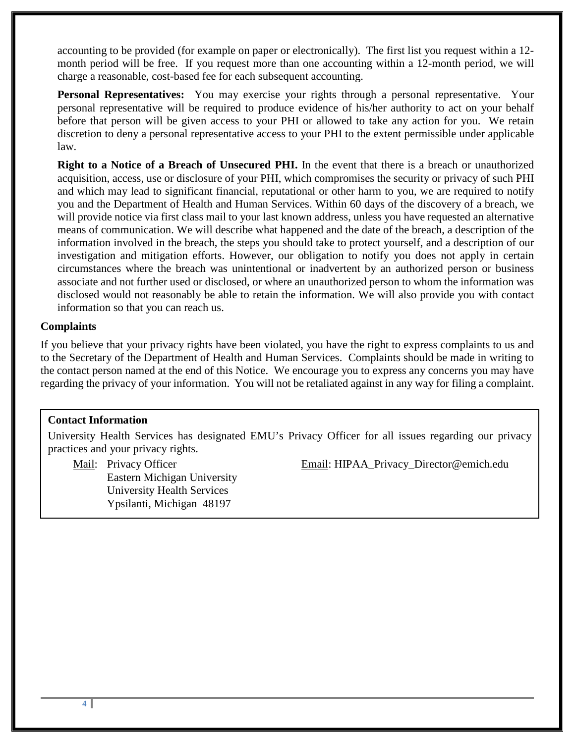accounting to be provided (for example on paper or electronically). The first list you request within a 12-month period will be free. If you request more than one accounting within a 12-month period, we will charge a reasonable, cost-based fee for each subsequent accounting.

**Personal Representatives:** You may exercise your rights through a personal representative. Your personal representative will be required to produce evidence of his/her authority to act on your behalf before that person will be given access to your PHI or allowed to take any action for you. We retain discretion to deny a personal representative access to your PHI to the extent permissible under applicable law.

**Right to a Notice of a Breach of Unsecured PHI.** In the event that there is a breach or unauthorized acquisition, access, use or disclosure of your PHI, which compromises the security or privacy of such PHI and which may lead to significant financial, reputational or other harm to you, we are required to notify you and the Department of Health and Human Services. Within 60 days of the discovery of a breach, we will provide notice via first class mail to your last known address, unless you have requested an alternative means of communication. We will describe what happened and the date of the breach, a description of the information involved in the breach, the steps you should take to protect yourself, and a description of our investigation and mitigation efforts. However, our obligation to notify you does not apply in certain circumstances where the breach was unintentional or inadvertent by an authorized person or business associate and not further used or disclosed, or where an unauthorized person to whom the information was disclosed would not reasonably be able to retain the information. We will also provide you with contact information so that you can reach us.

### Complaints

If you believe that your privacy rights have been violated, you have the right to express complaints to us and to the Secretary of the Department of Health and Human Services. Complaints should be made in writing to the contact person named at the end of this Notice. We encourage you to express any concerns you may have regarding the privacy of your information. You will not be retaliated against in any way for filing a complaint.

### Contact Information

University Health Services has designated EMU's Privacy Officer for all issues regarding our privacy practices and your privacy rights.

Mail: Privacy Officer
Eastern Michigan University
University Health Services
Ypsilanti, Michigan 48197

Email: HIPAA_Privacy_Director@emich.edu